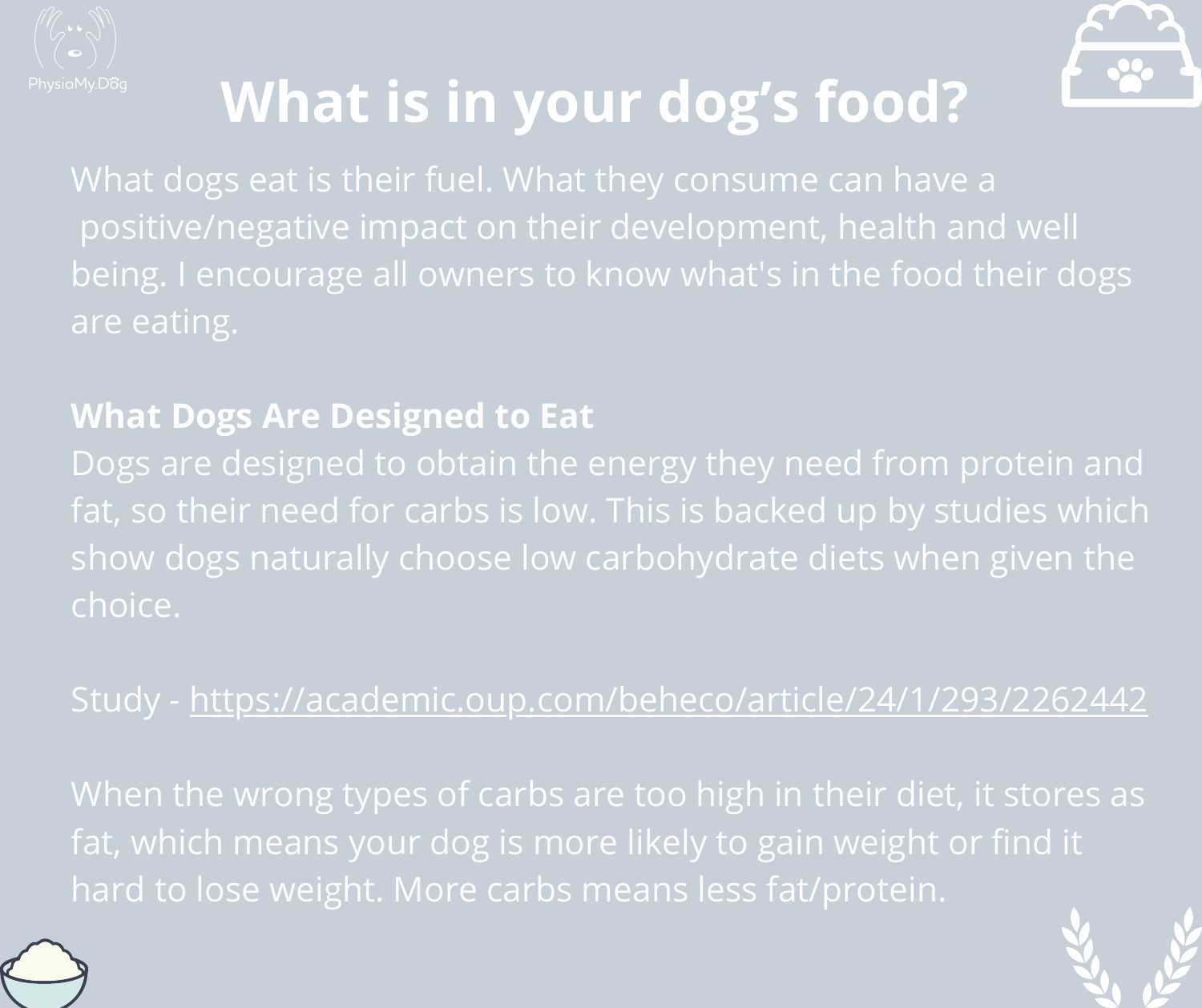PhysioMy.Dog

# What is in your dog's food?

What dogs eat is their fuel. What they consume can have a positive/negative impact on their development, health and well being. I encourage all owners to know what's in the food their dogs are eating.

**What Dogs Are Designed to Eat**

Dogs are designed to obtain the energy they need from protein and fat, so their need for carbs is low. This is backed up by studies which show dogs naturally choose low carbohydrate diets when given the choice.

Study - https://academic.oup.com/beheco/article/24/1/293/2262442

When the wrong types of carbs are too high in their diet, it stores as fat, which means your dog is more likely to gain weight or find it hard to lose weight. More carbs means less fat/protein.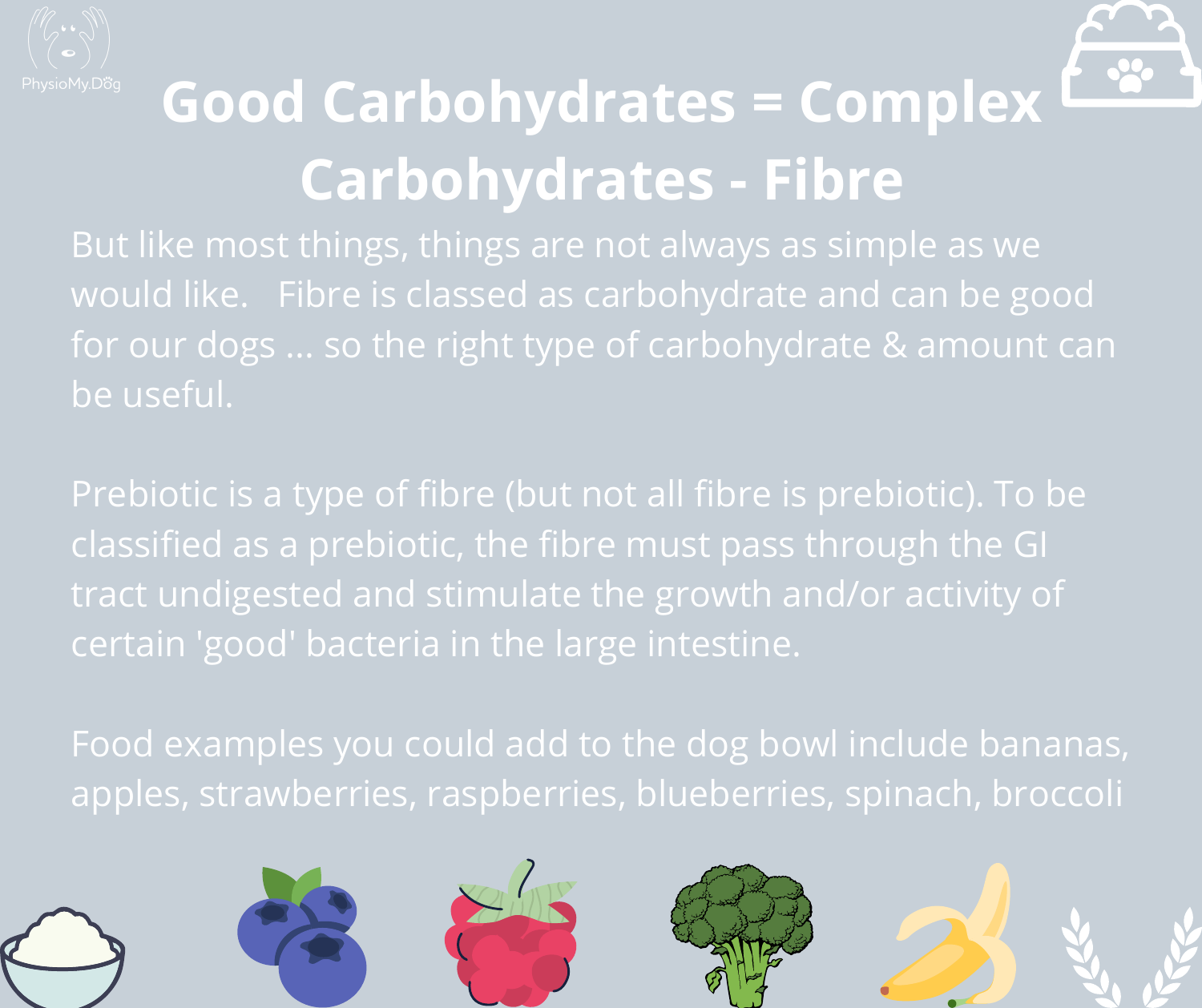# Good Carbohydrates = Complex Carbohydrates - Fibre

But like most things, things are not always as simple as we would like. Fibre is classed as carbohydrate and can be good for our dogs ... so the right type of carbohydrate & amount can be useful.

Prebiotic is a type of fibre (but not all fibre is prebiotic). To be classified as a prebiotic, the fibre must pass through the GI tract undigested and stimulate the growth and/or activity of certain 'good' bacteria in the large intestine.

Food examples you could add to the dog bowl include bananas, apples, strawberries, raspberries, blueberries, spinach, broccoli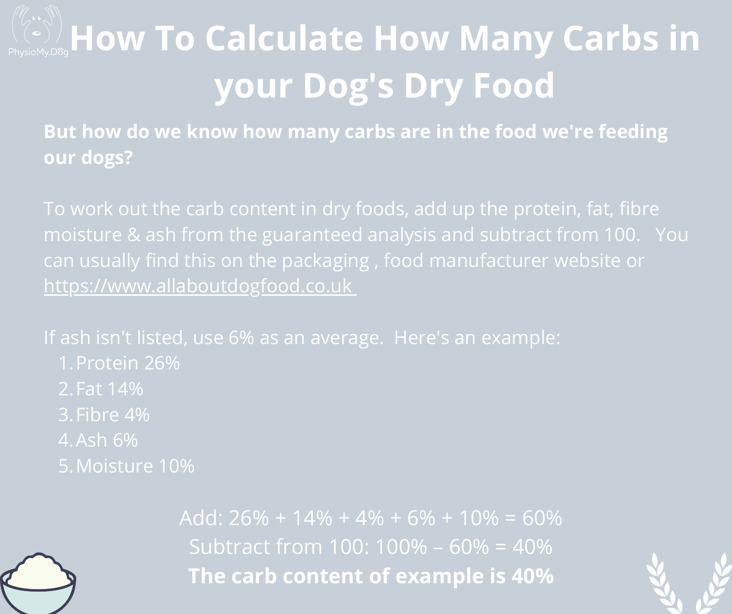# How To Calculate How Many Carbs in your Dog's Dry Food

**But how do we know how many carbs are in the food we're feeding our dogs?**

To work out the carb content in dry foods, add up the protein, fat, fibre moisture & ash from the guaranteed analysis and subtract from 100. You can usually find this on the packaging , food manufacturer website or https://www.allaboutdogfood.co.uk

If ash isn't listed, use 6% as an average. Here's an example:

1. Protein 26%
2. Fat 14%
3. Fibre 4%
4. Ash 6%
5. Moisture 10%

Add: 26% + 14% + 4% + 6% + 10% = 60%

Subtract from 100: 100% – 60% = 40%

**The carb content of example is 40%**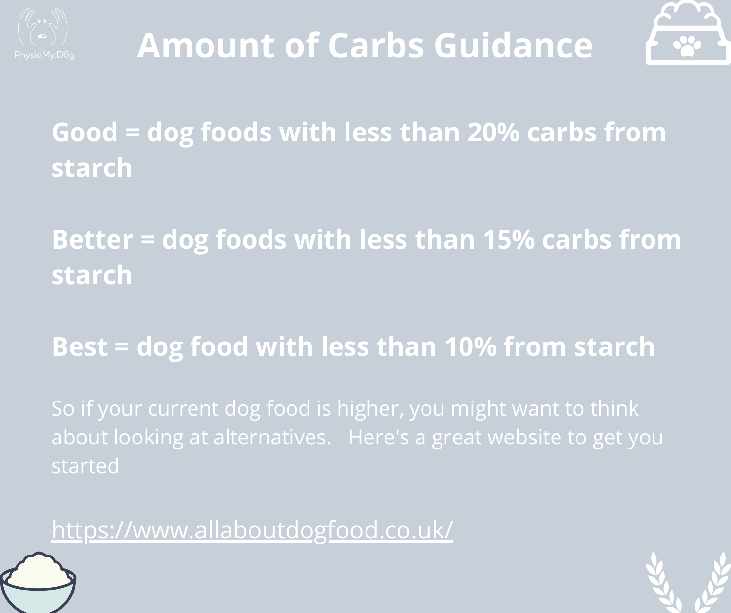# Amount of Carbs Guidance

**Good = dog foods with less than 20% carbs from starch**

**Better = dog foods with less than 15% carbs from starch**

**Best = dog food with less than 10% from starch**

So if your current dog food is higher, you might want to think about looking at alternatives. Here's a great website to get you started

https://www.allaboutdogfood.co.uk/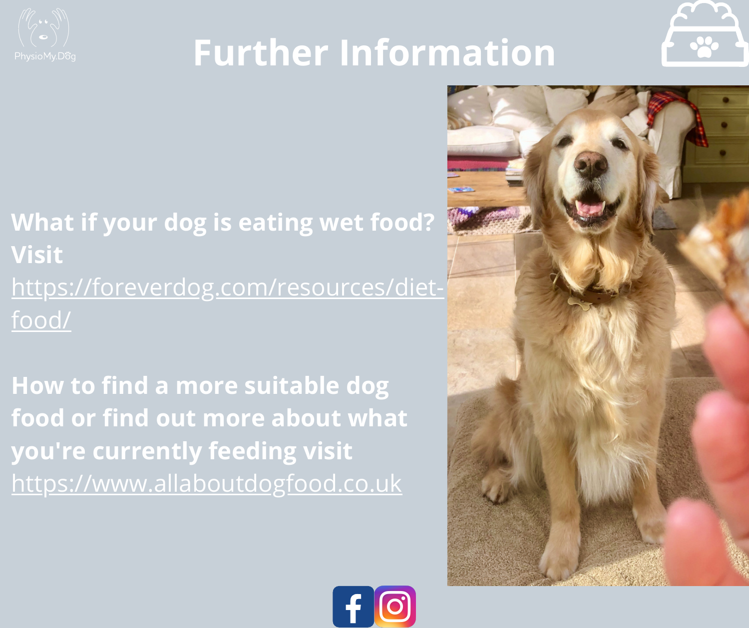# Further Information

**What if your dog is eating wet food? Visit** https://foreverdog.com/resources/diet-food/

**How to find a more suitable dog food or find out more about what you're currently feeding visit** https://www.allaboutdogfood.co.uk